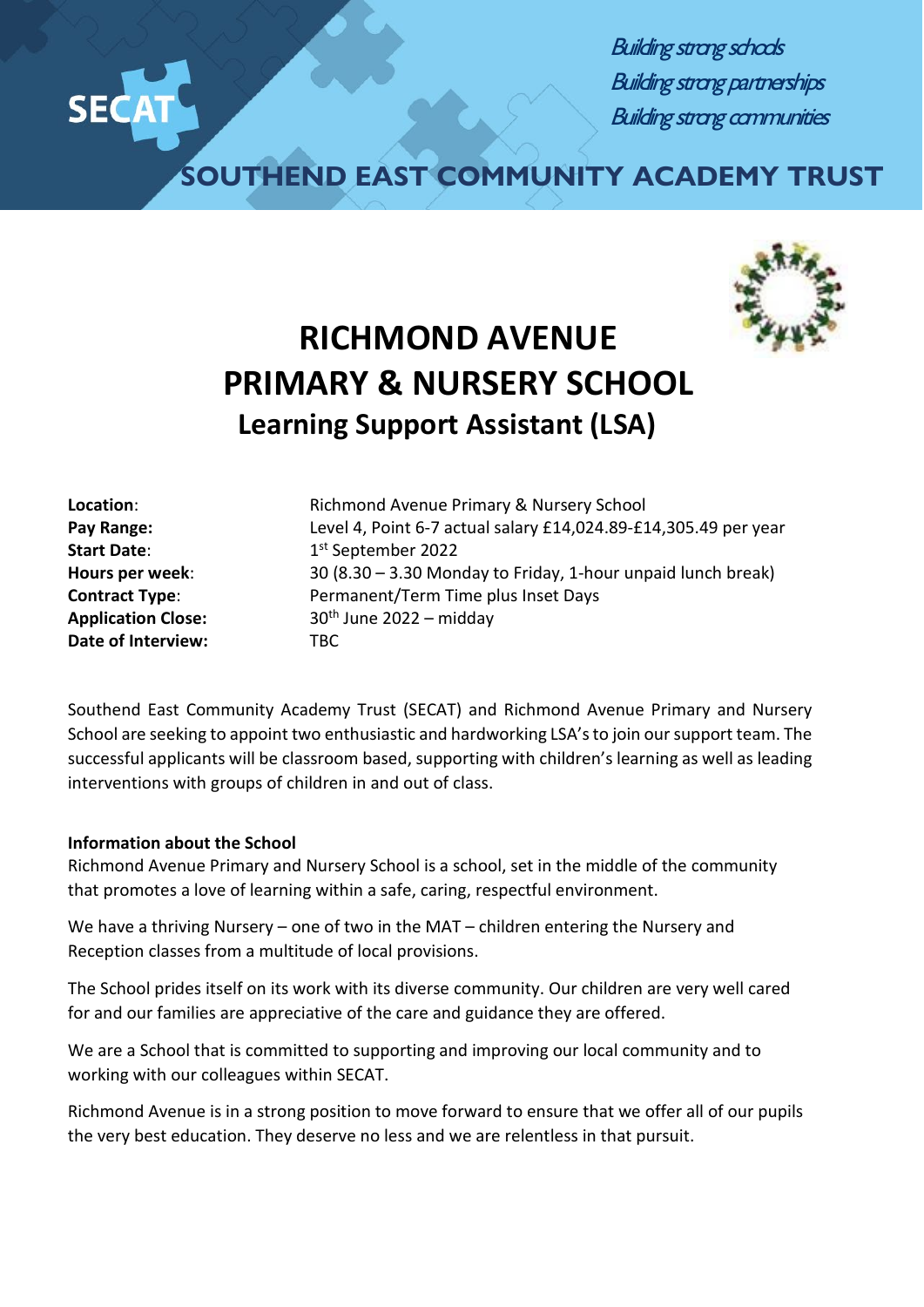*Building strong schools*
*Building strong partnerships*
*Building strong communities*

SECAT

**SOUTHEND EAST COMMUNITY ACADEMY TRUST**

# RICHMOND AVENUE PRIMARY & NURSERY SCHOOL

## Learning Support Assistant (LSA)

| | |
|---|---|
| **Location**: | Richmond Avenue Primary & Nursery School |
| **Pay Range:** | Level 4, Point 6-7 actual salary £14,024.89-£14,305.49 per year |
| **Start Date**: | 1st September 2022 |
| **Hours per week**: | 30 (8.30 – 3.30 Monday to Friday, 1-hour unpaid lunch break) |
| **Contract Type**: | Permanent/Term Time plus Inset Days |
| **Application Close:** | 30th June 2022 – midday |
| **Date of Interview:** | TBC |

Southend East Community Academy Trust (SECAT) and Richmond Avenue Primary and Nursery School are seeking to appoint two enthusiastic and hardworking LSA's to join our support team. The successful applicants will be classroom based, supporting with children's learning as well as leading interventions with groups of children in and out of class.

**Information about the School**

Richmond Avenue Primary and Nursery School is a school, set in the middle of the community that promotes a love of learning within a safe, caring, respectful environment.

We have a thriving Nursery – one of two in the MAT – children entering the Nursery and Reception classes from a multitude of local provisions.

The School prides itself on its work with its diverse community. Our children are very well cared for and our families are appreciative of the care and guidance they are offered.

We are a School that is committed to supporting and improving our local community and to working with our colleagues within SECAT.

Richmond Avenue is in a strong position to move forward to ensure that we offer all of our pupils the very best education. They deserve no less and we are relentless in that pursuit.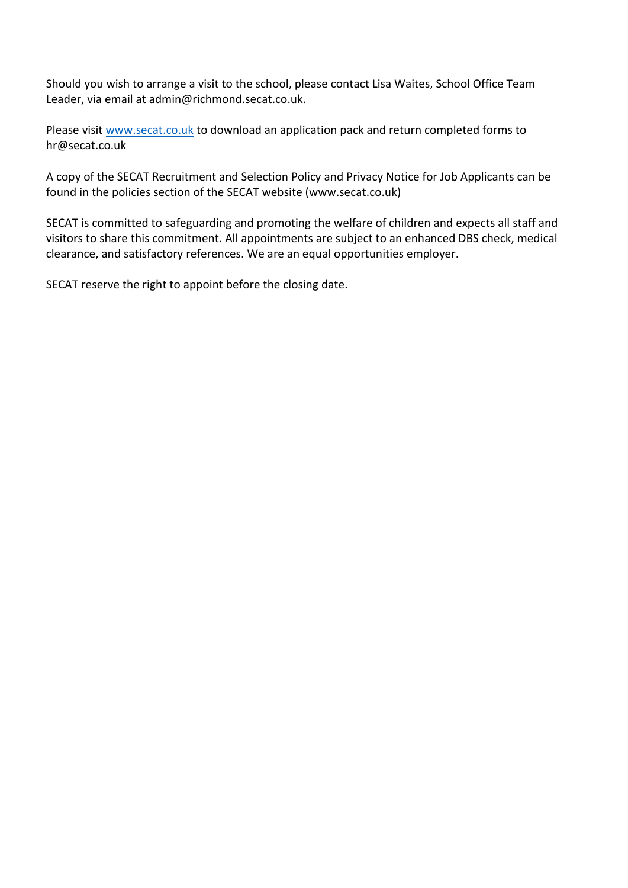Should you wish to arrange a visit to the school, please contact Lisa Waites, School Office Team Leader, via email at admin@richmond.secat.co.uk.

Please visit [www.secat.co.uk](http://www.secat.co.uk) to download an application pack and return completed forms to hr@secat.co.uk

A copy of the SECAT Recruitment and Selection Policy and Privacy Notice for Job Applicants can be found in the policies section of the SECAT website (www.secat.co.uk)

SECAT is committed to safeguarding and promoting the welfare of children and expects all staff and visitors to share this commitment. All appointments are subject to an enhanced DBS check, medical clearance, and satisfactory references. We are an equal opportunities employer.

SECAT reserve the right to appoint before the closing date.